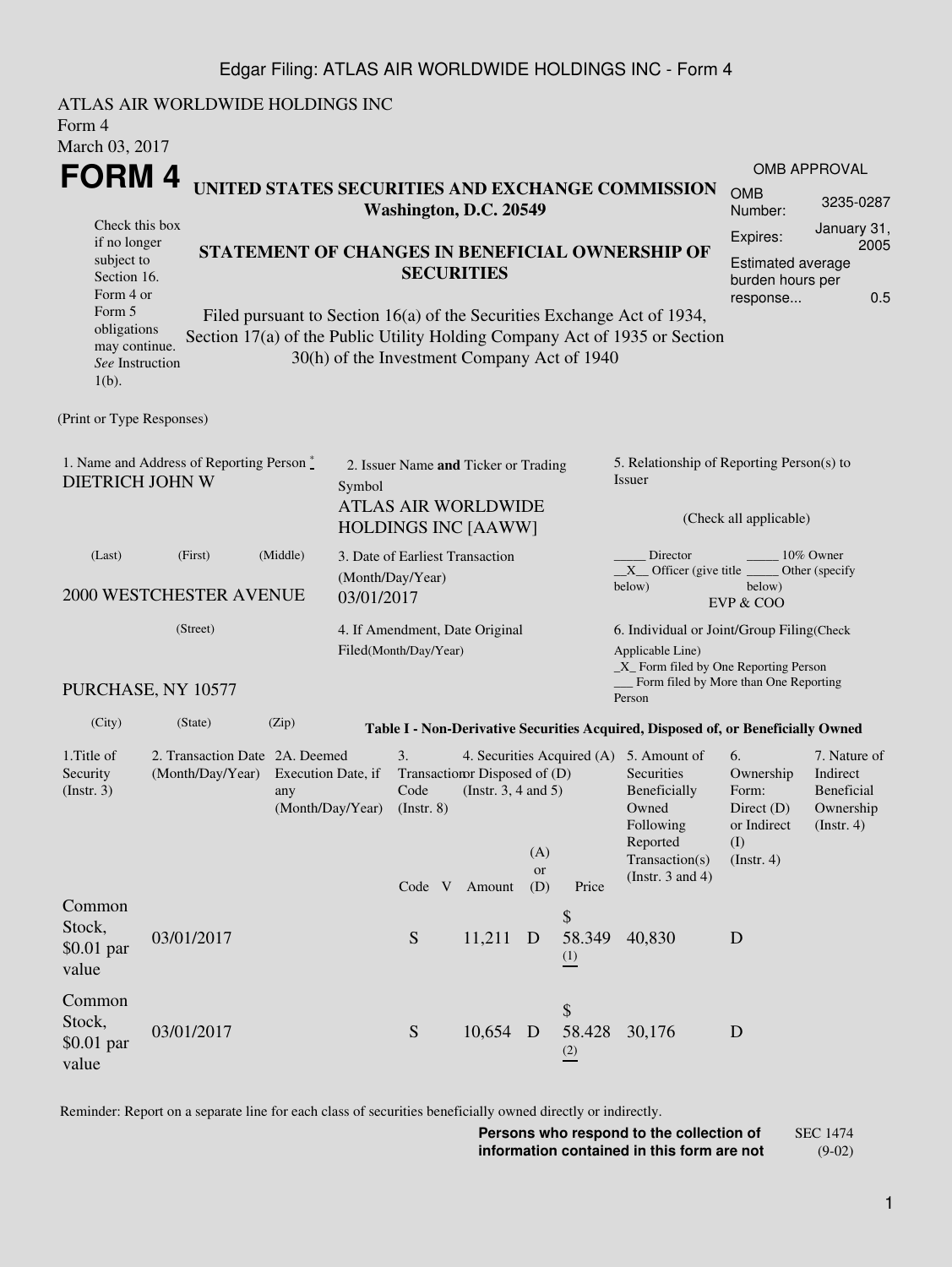ATLAS AIR WORLDWIDE HOLDINGS INC
Form 4
March 03, 2017

# FORM 4

**UNITED STATES SECURITIES AND EXCHANGE COMMISSION**
**Washington, D.C. 20549**

| OMB APPROVAL | |
|---|---|
| OMB Number: | 3235-0287 |
| Expires: | January 31, 2005 |
| Estimated average burden hours per response... | 0.5 |

Check this box if no longer subject to Section 16. Form 4 or Form 5 obligations may continue. *See* Instruction 1(b).

**STATEMENT OF CHANGES IN BENEFICIAL OWNERSHIP OF SECURITIES**

Filed pursuant to Section 16(a) of the Securities Exchange Act of 1934, Section 17(a) of the Public Utility Holding Company Act of 1935 or Section 30(h) of the Investment Company Act of 1940

(Print or Type Responses)

1. Name and Address of Reporting Person *
DIETRICH JOHN W

(Last) (First) (Middle)

2000 WESTCHESTER AVENUE

(Street)

PURCHASE, NY 10577

(City) (State) (Zip)

2. Issuer Name **and** Ticker or Trading Symbol
ATLAS AIR WORLDWIDE HOLDINGS INC [AAWW]

3. Date of Earliest Transaction (Month/Day/Year)
03/01/2017

4. If Amendment, Date Original Filed(Month/Day/Year)

5. Relationship of Reporting Person(s) to Issuer

(Check all applicable)

_____ Director _____ 10% Owner
__X__ Officer (give title below) _____ Other (specify below)
EVP & COO

6. Individual or Joint/Group Filing(Check Applicable Line)
_X_ Form filed by One Reporting Person
___ Form filed by More than One Reporting Person

**Table I - Non-Derivative Securities Acquired, Disposed of, or Beneficially Owned**

| 1.Title of Security (Instr. 3) | 2. Transaction Date (Month/Day/Year) | 2A. Deemed Execution Date, if any (Month/Day/Year) | 3. Transaction Code (Instr. 8) | | 4. Securities Acquired (A) or Disposed of (D) (Instr. 3, 4 and 5) | | | 5. Amount of Securities Beneficially Owned Following Reported Transaction(s) (Instr. 3 and 4) | 6. Ownership Form: Direct (D) or Indirect (I) (Instr. 4) | 7. Nature of Indirect Beneficial Ownership (Instr. 4) |
|---|---|---|---|---|---|---|---|---|---|---|
| | | | Code | V | Amount | (A) or (D) | Price | | | |
| Common Stock, $0.01 par value | 03/01/2017 | | S | | 11,211 | D | $ 58.349 (1) | 40,830 | D | |
| Common Stock, $0.01 par value | 03/01/2017 | | S | | 10,654 | D | $ 58.428 (2) | 30,176 | D | |

Reminder: Report on a separate line for each class of securities beneficially owned directly or indirectly.

**Persons who respond to the collection of information contained in this form are not**

SEC 1474 (9-02)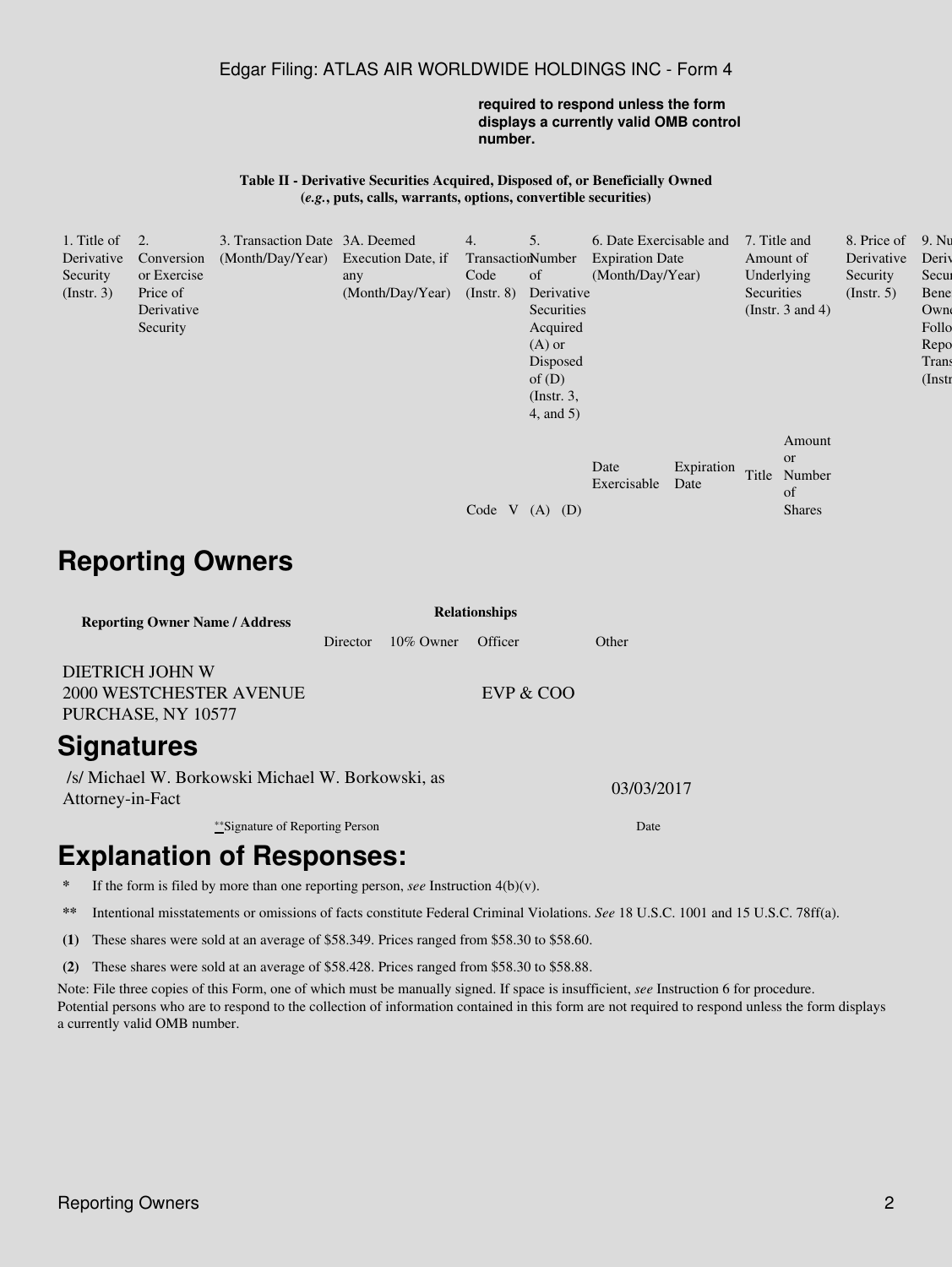required to respond unless the form displays a currently valid OMB control number.

**Table II - Derivative Securities Acquired, Disposed of, or Beneficially Owned (*e.g.*, puts, calls, warrants, options, convertible securities)**

| 1. Title of Derivative Security (Instr. 3) | 2. Conversion or Exercise Price of Derivative Security | 3. Transaction Date (Month/Day/Year) | 3A. Deemed Execution Date, if any (Month/Day/Year) | 4. Transaction Code (Instr. 8) | | 5. Number of Derivative Securities Acquired (A) or Disposed of (D) (Instr. 3, 4, and 5) | | 6. Date Exercisable and Expiration Date (Month/Day/Year) | | 7. Title and Amount of Underlying Securities (Instr. 3 and 4) | | 8. Price of Derivative Security (Instr. 5) | 9. Nu Deriv Secur Bene Owne Follo Repo Trans (Instr |
|---|---|---|---|---|---|---|---|---|---|---|---|---|---|
| | | | | Code | V | (A) | (D) | Date Exercisable | Expiration Date | Title | Amount or Number of Shares | | |

# Reporting Owners

| Reporting Owner Name / Address | Relationships | | | |
|---|---|---|---|---|
| | Director | 10% Owner | Officer | Other |
| DIETRICH JOHN W<br>2000 WESTCHESTER AVENUE<br>PURCHASE, NY 10577 | | | EVP & COO | |

# Signatures

| | |
|---|---|
| /s/ Michael W. Borkowski Michael W. Borkowski, as Attorney-in-Fact | 03/03/2017 |
| **Signature of Reporting Person | Date |

# Explanation of Responses:

* If the form is filed by more than one reporting person, *see* Instruction 4(b)(v).

** Intentional misstatements or omissions of facts constitute Federal Criminal Violations. *See* 18 U.S.C. 1001 and 15 U.S.C. 78ff(a).

**(1)** These shares were sold at an average of $58.349. Prices ranged from $58.30 to $58.60.

**(2)** These shares were sold at an average of $58.428. Prices ranged from $58.30 to $58.88.

Note: File three copies of this Form, one of which must be manually signed. If space is insufficient, *see* Instruction 6 for procedure.
Potential persons who are to respond to the collection of information contained in this form are not required to respond unless the form displays a currently valid OMB number.